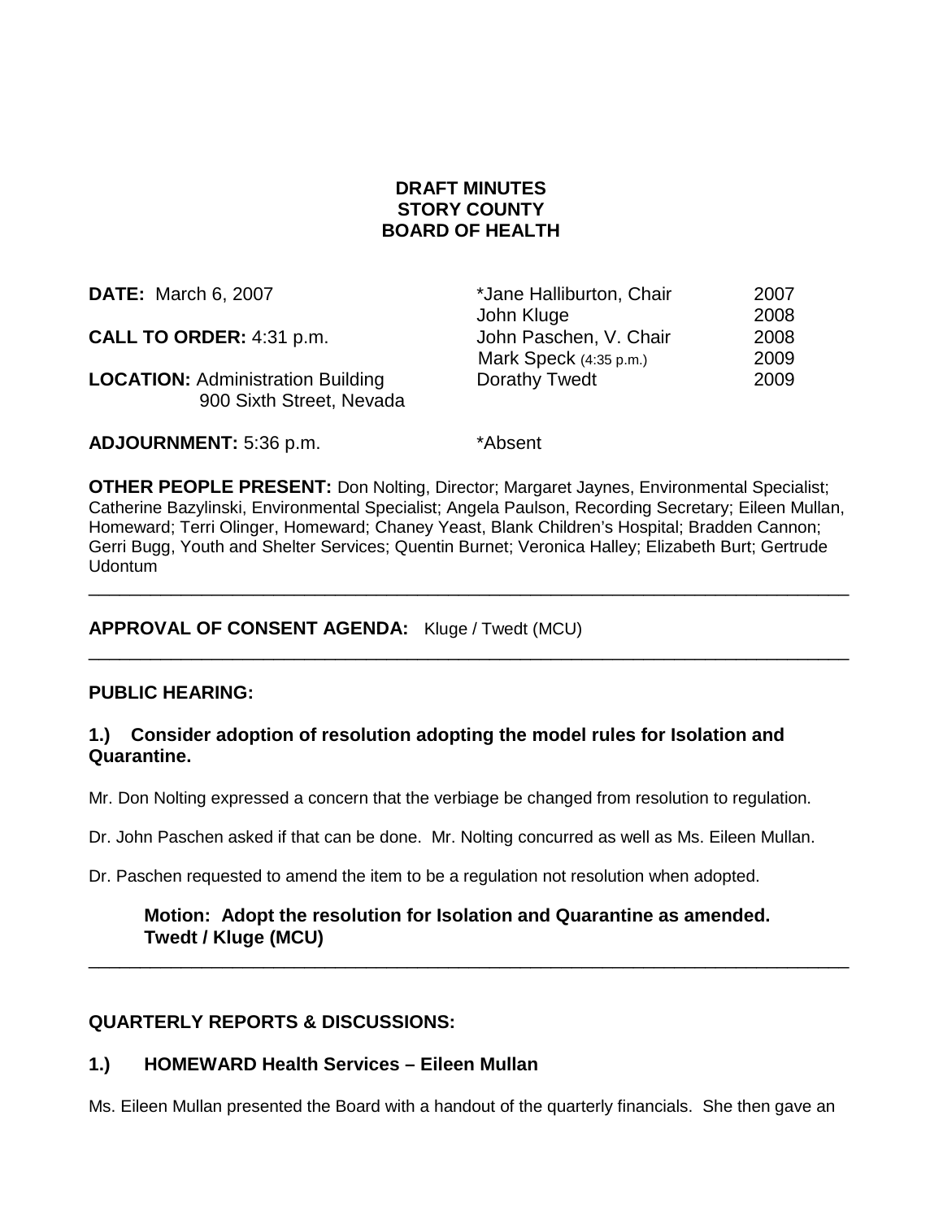**DRAFT MINUTES**
**STORY COUNTY**
**BOARD OF HEALTH**

**DATE:** March 6, 2007

**CALL TO ORDER:** 4:31 p.m.

**LOCATION:** Administration Building
900 Sixth Street, Nevada

**ADJOURNMENT:** 5:36 p.m.

| | |
|---|---|
| *Jane Halliburton, Chair | 2007 |
| John Kluge | 2008 |
| John Paschen, V. Chair | 2008 |
| Mark Speck (4:35 p.m.) | 2009 |
| Dorathy Twedt | 2009 |

*Absent

**OTHER PEOPLE PRESENT:** Don Nolting, Director; Margaret Jaynes, Environmental Specialist; Catherine Bazylinski, Environmental Specialist; Angela Paulson, Recording Secretary; Eileen Mullan, Homeward; Terri Olinger, Homeward; Chaney Yeast, Blank Children's Hospital; Bradden Cannon; Gerri Bugg, Youth and Shelter Services; Quentin Burnet; Veronica Halley; Elizabeth Burt; Gertrude Udontum

---

**APPROVAL OF CONSENT AGENDA:** Kluge / Twedt (MCU)

---

**PUBLIC HEARING:**

**1.) Consider adoption of resolution adopting the model rules for Isolation and Quarantine.**

Mr. Don Nolting expressed a concern that the verbiage be changed from resolution to regulation.

Dr. John Paschen asked if that can be done. Mr. Nolting concurred as well as Ms. Eileen Mullan.

Dr. Paschen requested to amend the item to be a regulation not resolution when adopted.

> **Motion: Adopt the resolution for Isolation and Quarantine as amended.**
> **Twedt / Kluge (MCU)**

---

**QUARTERLY REPORTS & DISCUSSIONS:**

**1.) HOMEWARD Health Services – Eileen Mullan**

Ms. Eileen Mullan presented the Board with a handout of the quarterly financials. She then gave an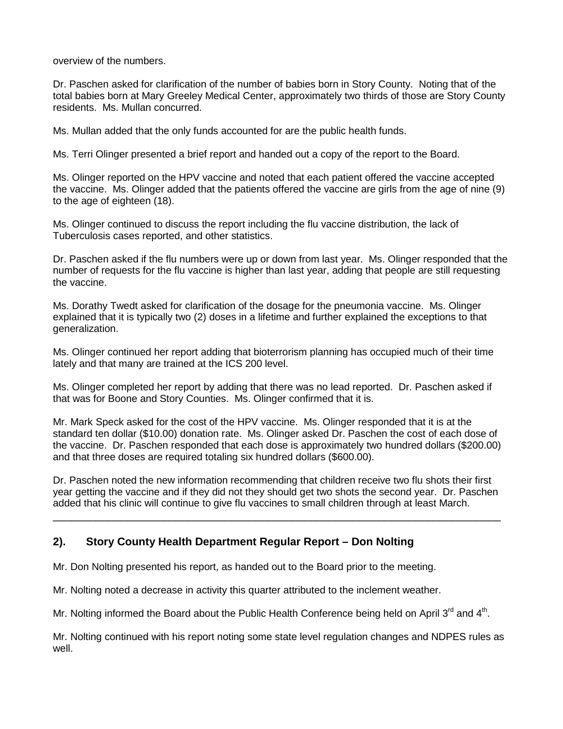overview of the numbers.

Dr. Paschen asked for clarification of the number of babies born in Story County. Noting that of the total babies born at Mary Greeley Medical Center, approximately two thirds of those are Story County residents. Ms. Mullan concurred.

Ms. Mullan added that the only funds accounted for are the public health funds.

Ms. Terri Olinger presented a brief report and handed out a copy of the report to the Board.

Ms. Olinger reported on the HPV vaccine and noted that each patient offered the vaccine accepted the vaccine. Ms. Olinger added that the patients offered the vaccine are girls from the age of nine (9) to the age of eighteen (18).

Ms. Olinger continued to discuss the report including the flu vaccine distribution, the lack of Tuberculosis cases reported, and other statistics.

Dr. Paschen asked if the flu numbers were up or down from last year. Ms. Olinger responded that the number of requests for the flu vaccine is higher than last year, adding that people are still requesting the vaccine.

Ms. Dorathy Twedt asked for clarification of the dosage for the pneumonia vaccine. Ms. Olinger explained that it is typically two (2) doses in a lifetime and further explained the exceptions to that generalization.

Ms. Olinger continued her report adding that bioterrorism planning has occupied much of their time lately and that many are trained at the ICS 200 level.

Ms. Olinger completed her report by adding that there was no lead reported. Dr. Paschen asked if that was for Boone and Story Counties. Ms. Olinger confirmed that it is.

Mr. Mark Speck asked for the cost of the HPV vaccine. Ms. Olinger responded that it is at the standard ten dollar ($10.00) donation rate. Ms. Olinger asked Dr. Paschen the cost of each dose of the vaccine. Dr. Paschen responded that each dose is approximately two hundred dollars ($200.00) and that three doses are required totaling six hundred dollars ($600.00).

Dr. Paschen noted the new information recommending that children receive two flu shots their first year getting the vaccine and if they did not they should get two shots the second year. Dr. Paschen added that his clinic will continue to give flu vaccines to small children through at least March.

---

## 2). Story County Health Department Regular Report – Don Nolting

Mr. Don Nolting presented his report, as handed out to the Board prior to the meeting.

Mr. Nolting noted a decrease in activity this quarter attributed to the inclement weather.

Mr. Nolting informed the Board about the Public Health Conference being held on April 3rd and 4th.

Mr. Nolting continued with his report noting some state level regulation changes and NDPES rules as well.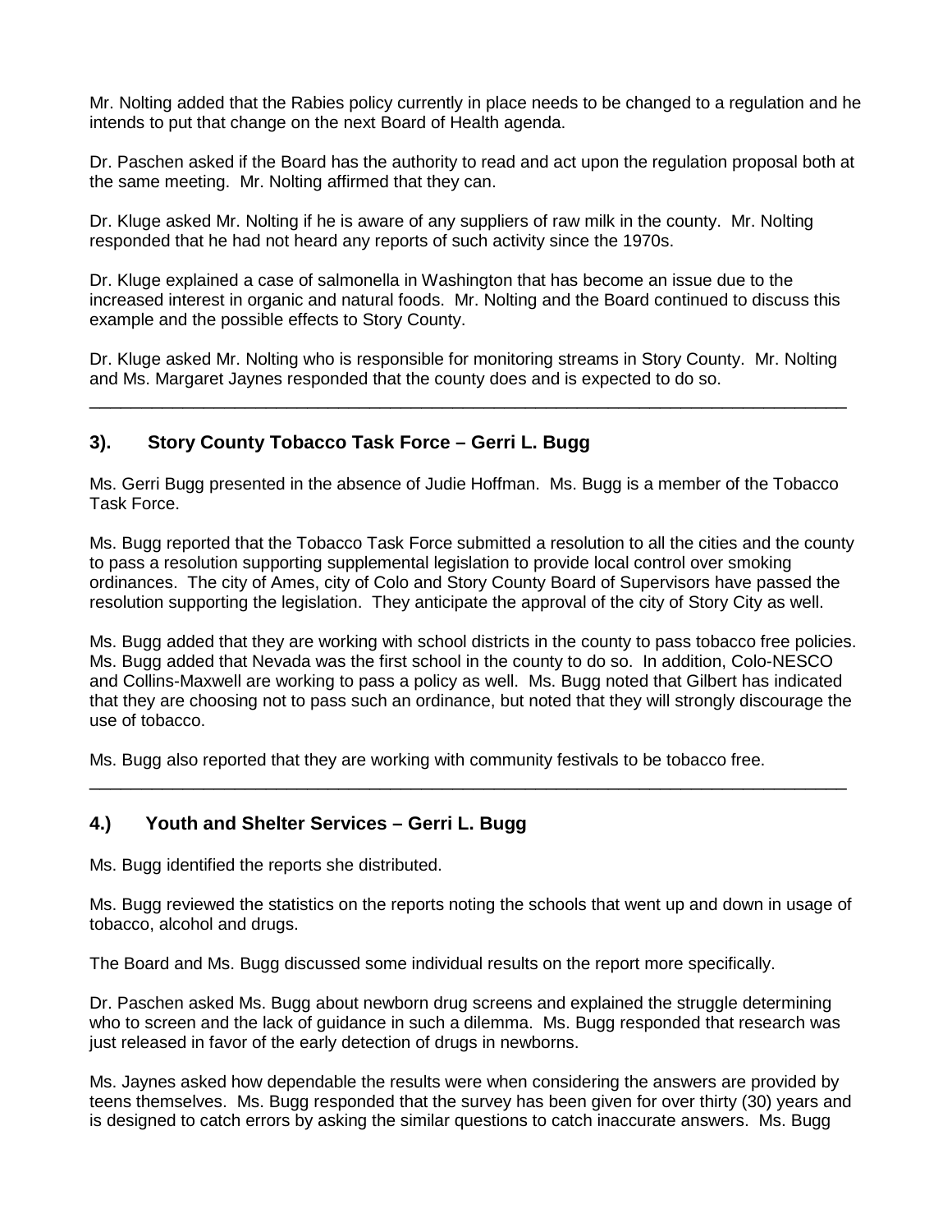Mr. Nolting added that the Rabies policy currently in place needs to be changed to a regulation and he intends to put that change on the next Board of Health agenda.

Dr. Paschen asked if the Board has the authority to read and act upon the regulation proposal both at the same meeting. Mr. Nolting affirmed that they can.

Dr. Kluge asked Mr. Nolting if he is aware of any suppliers of raw milk in the county. Mr. Nolting responded that he had not heard any reports of such activity since the 1970s.

Dr. Kluge explained a case of salmonella in Washington that has become an issue due to the increased interest in organic and natural foods. Mr. Nolting and the Board continued to discuss this example and the possible effects to Story County.

Dr. Kluge asked Mr. Nolting who is responsible for monitoring streams in Story County. Mr. Nolting and Ms. Margaret Jaynes responded that the county does and is expected to do so.

---

## 3). Story County Tobacco Task Force – Gerri L. Bugg

Ms. Gerri Bugg presented in the absence of Judie Hoffman. Ms. Bugg is a member of the Tobacco Task Force.

Ms. Bugg reported that the Tobacco Task Force submitted a resolution to all the cities and the county to pass a resolution supporting supplemental legislation to provide local control over smoking ordinances. The city of Ames, city of Colo and Story County Board of Supervisors have passed the resolution supporting the legislation. They anticipate the approval of the city of Story City as well.

Ms. Bugg added that they are working with school districts in the county to pass tobacco free policies. Ms. Bugg added that Nevada was the first school in the county to do so. In addition, Colo-NESCO and Collins-Maxwell are working to pass a policy as well. Ms. Bugg noted that Gilbert has indicated that they are choosing not to pass such an ordinance, but noted that they will strongly discourage the use of tobacco.

Ms. Bugg also reported that they are working with community festivals to be tobacco free.

---

## 4.) Youth and Shelter Services – Gerri L. Bugg

Ms. Bugg identified the reports she distributed.

Ms. Bugg reviewed the statistics on the reports noting the schools that went up and down in usage of tobacco, alcohol and drugs.

The Board and Ms. Bugg discussed some individual results on the report more specifically.

Dr. Paschen asked Ms. Bugg about newborn drug screens and explained the struggle determining who to screen and the lack of guidance in such a dilemma. Ms. Bugg responded that research was just released in favor of the early detection of drugs in newborns.

Ms. Jaynes asked how dependable the results were when considering the answers are provided by teens themselves. Ms. Bugg responded that the survey has been given for over thirty (30) years and is designed to catch errors by asking the similar questions to catch inaccurate answers. Ms. Bugg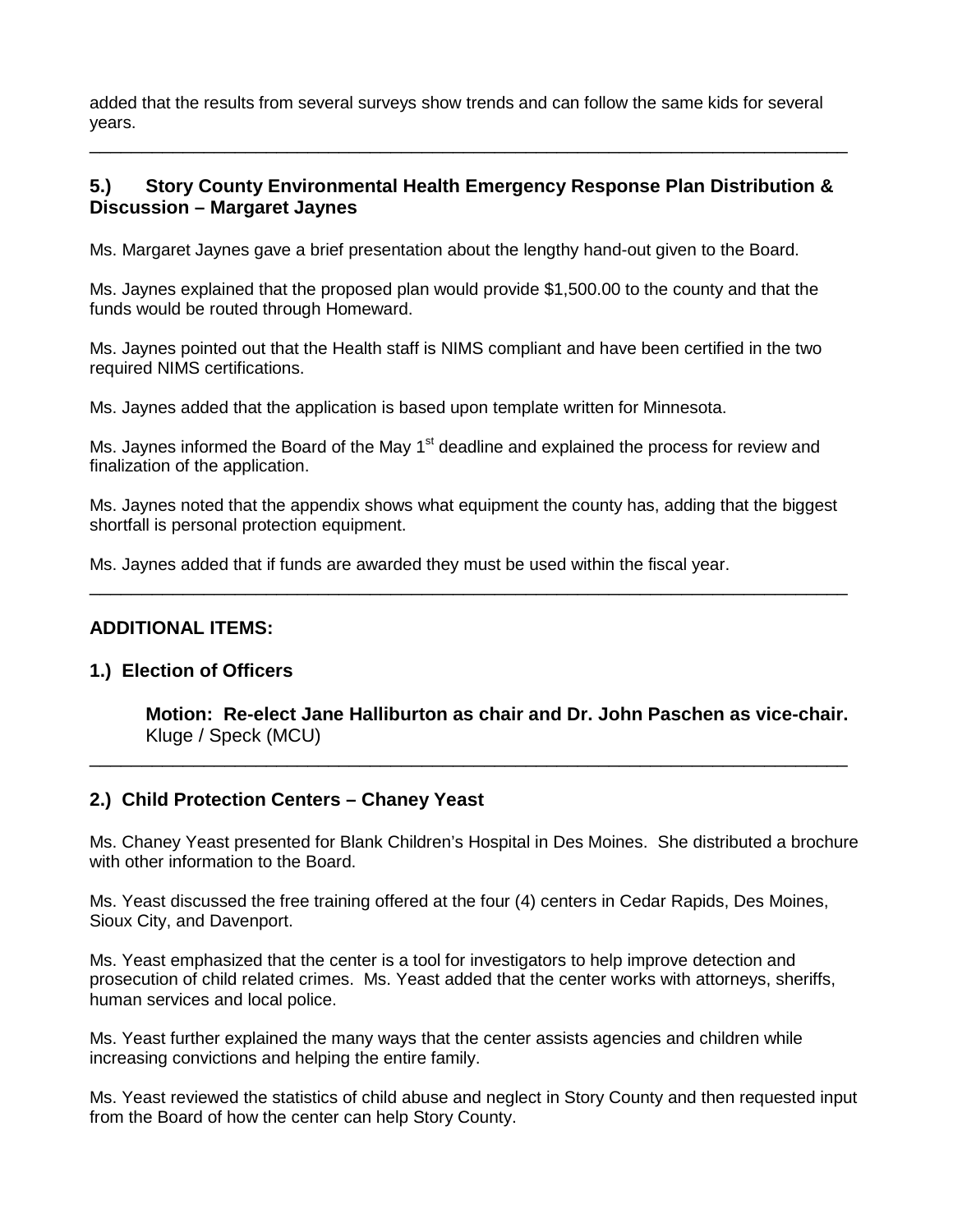added that the results from several surveys show trends and can follow the same kids for several years.

---

### 5.) Story County Environmental Health Emergency Response Plan Distribution & Discussion – Margaret Jaynes

Ms. Margaret Jaynes gave a brief presentation about the lengthy hand-out given to the Board.

Ms. Jaynes explained that the proposed plan would provide $1,500.00 to the county and that the funds would be routed through Homeward.

Ms. Jaynes pointed out that the Health staff is NIMS compliant and have been certified in the two required NIMS certifications.

Ms. Jaynes added that the application is based upon template written for Minnesota.

Ms. Jaynes informed the Board of the May 1st deadline and explained the process for review and finalization of the application.

Ms. Jaynes noted that the appendix shows what equipment the county has, adding that the biggest shortfall is personal protection equipment.

Ms. Jaynes added that if funds are awarded they must be used within the fiscal year.

---

### ADDITIONAL ITEMS:

### 1.) Election of Officers

> **Motion: Re-elect Jane Halliburton as chair and Dr. John Paschen as vice-chair.**
> Kluge / Speck (MCU)

---

### 2.) Child Protection Centers – Chaney Yeast

Ms. Chaney Yeast presented for Blank Children's Hospital in Des Moines. She distributed a brochure with other information to the Board.

Ms. Yeast discussed the free training offered at the four (4) centers in Cedar Rapids, Des Moines, Sioux City, and Davenport.

Ms. Yeast emphasized that the center is a tool for investigators to help improve detection and prosecution of child related crimes. Ms. Yeast added that the center works with attorneys, sheriffs, human services and local police.

Ms. Yeast further explained the many ways that the center assists agencies and children while increasing convictions and helping the entire family.

Ms. Yeast reviewed the statistics of child abuse and neglect in Story County and then requested input from the Board of how the center can help Story County.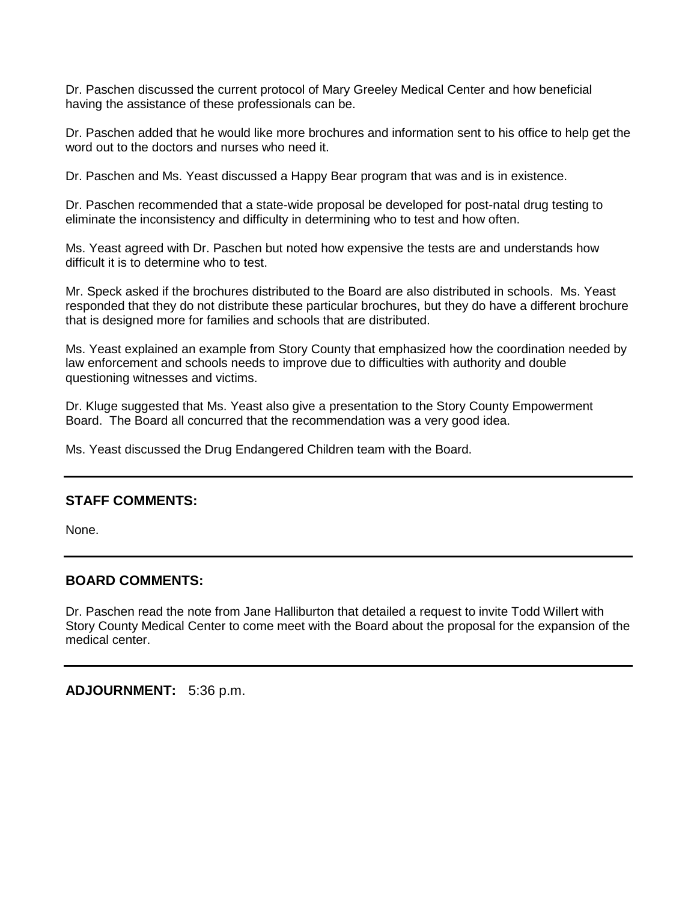Dr. Paschen discussed the current protocol of Mary Greeley Medical Center and how beneficial having the assistance of these professionals can be.

Dr. Paschen added that he would like more brochures and information sent to his office to help get the word out to the doctors and nurses who need it.

Dr. Paschen and Ms. Yeast discussed a Happy Bear program that was and is in existence.

Dr. Paschen recommended that a state-wide proposal be developed for post-natal drug testing to eliminate the inconsistency and difficulty in determining who to test and how often.

Ms. Yeast agreed with Dr. Paschen but noted how expensive the tests are and understands how difficult it is to determine who to test.

Mr. Speck asked if the brochures distributed to the Board are also distributed in schools. Ms. Yeast responded that they do not distribute these particular brochures, but they do have a different brochure that is designed more for families and schools that are distributed.

Ms. Yeast explained an example from Story County that emphasized how the coordination needed by law enforcement and schools needs to improve due to difficulties with authority and double questioning witnesses and victims.

Dr. Kluge suggested that Ms. Yeast also give a presentation to the Story County Empowerment Board. The Board all concurred that the recommendation was a very good idea.

Ms. Yeast discussed the Drug Endangered Children team with the Board.

---

## STAFF COMMENTS:

None.

---

## BOARD COMMENTS:

Dr. Paschen read the note from Jane Halliburton that detailed a request to invite Todd Willert with Story County Medical Center to come meet with the Board about the proposal for the expansion of the medical center.

---

**ADJOURNMENT:** 5:36 p.m.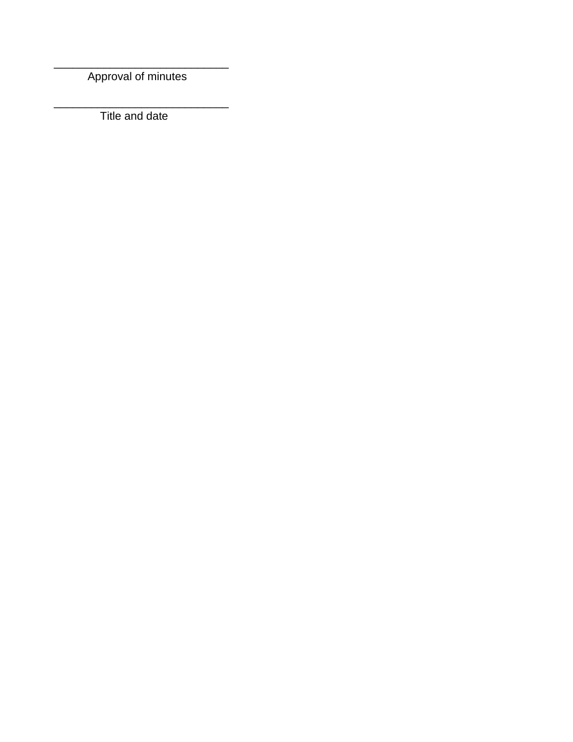_____________________________
Approval of minutes

_____________________________
Title and date